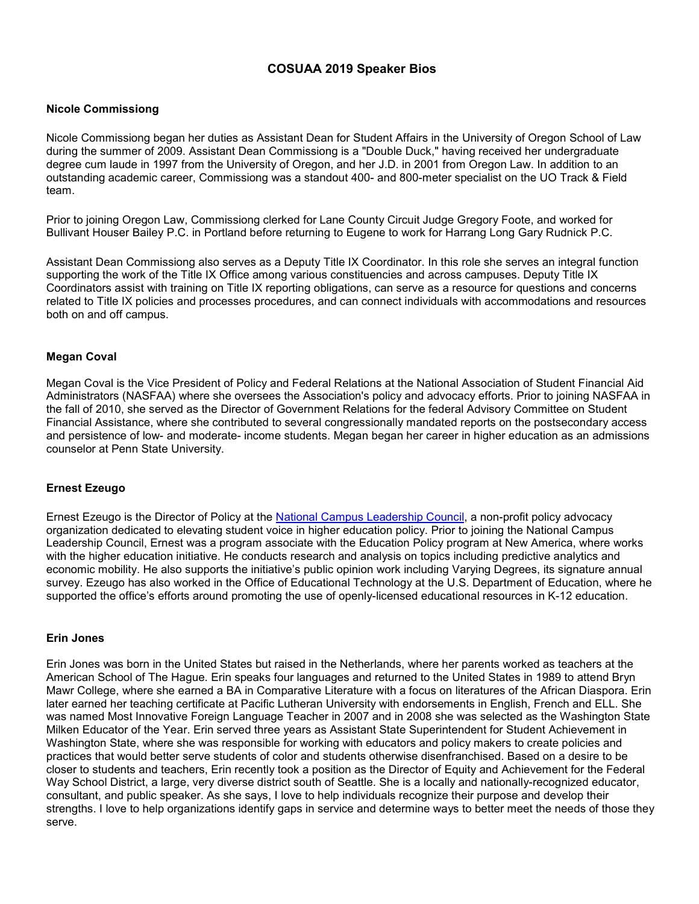# COSUAA 2019 Speaker Bios

### Nicole Commissiong

Nicole Commissiong began her duties as Assistant Dean for Student Affairs in the University of Oregon School of Law during the summer of 2009. Assistant Dean Commissiong is a "Double Duck," having received her undergraduate degree cum laude in 1997 from the University of Oregon, and her J.D. in 2001 from Oregon Law. In addition to an outstanding academic career, Commissiong was a standout 400- and 800-meter specialist on the UO Track & Field team.

Prior to joining Oregon Law, Commissiong clerked for Lane County Circuit Judge Gregory Foote, and worked for Bullivant Houser Bailey P.C. in Portland before returning to Eugene to work for Harrang Long Gary Rudnick P.C.

Assistant Dean Commissiong also serves as a Deputy Title IX Coordinator. In this role she serves an integral function supporting the work of the Title IX Office among various constituencies and across campuses. Deputy Title IX Coordinators assist with training on Title IX reporting obligations, can serve as a resource for questions and concerns related to Title IX policies and processes procedures, and can connect individuals with accommodations and resources both on and off campus.

### Megan Coval

Megan Coval is the Vice President of Policy and Federal Relations at the National Association of Student Financial Aid Administrators (NASFAA) where she oversees the Association's policy and advocacy efforts. Prior to joining NASFAA in the fall of 2010, she served as the Director of Government Relations for the federal Advisory Committee on Student Financial Assistance, where she contributed to several congressionally mandated reports on the postsecondary access and persistence of low- and moderate- income students. Megan began her career in higher education as an admissions counselor at Penn State University.

### Ernest Ezeugo

Ernest Ezeugo is the Director of Policy at the National Campus Leadership Council, a non-profit policy advocacy organization dedicated to elevating student voice in higher education policy. Prior to joining the National Campus Leadership Council, Ernest was a program associate with the Education Policy program at New America, where works with the higher education initiative. He conducts research and analysis on topics including predictive analytics and economic mobility. He also supports the initiative's public opinion work including Varying Degrees, its signature annual survey. Ezeugo has also worked in the Office of Educational Technology at the U.S. Department of Education, where he supported the office's efforts around promoting the use of openly-licensed educational resources in K-12 education.

### Erin Jones

Erin Jones was born in the United States but raised in the Netherlands, where her parents worked as teachers at the American School of The Hague. Erin speaks four languages and returned to the United States in 1989 to attend Bryn Mawr College, where she earned a BA in Comparative Literature with a focus on literatures of the African Diaspora. Erin later earned her teaching certificate at Pacific Lutheran University with endorsements in English, French and ELL. She was named Most Innovative Foreign Language Teacher in 2007 and in 2008 she was selected as the Washington State Milken Educator of the Year. Erin served three years as Assistant State Superintendent for Student Achievement in Washington State, where she was responsible for working with educators and policy makers to create policies and practices that would better serve students of color and students otherwise disenfranchised. Based on a desire to be closer to students and teachers, Erin recently took a position as the Director of Equity and Achievement for the Federal Way School District, a large, very diverse district south of Seattle. She is a locally and nationally-recognized educator, consultant, and public speaker. As she says, I love to help individuals recognize their purpose and develop their strengths. I love to help organizations identify gaps in service and determine ways to better meet the needs of those they serve.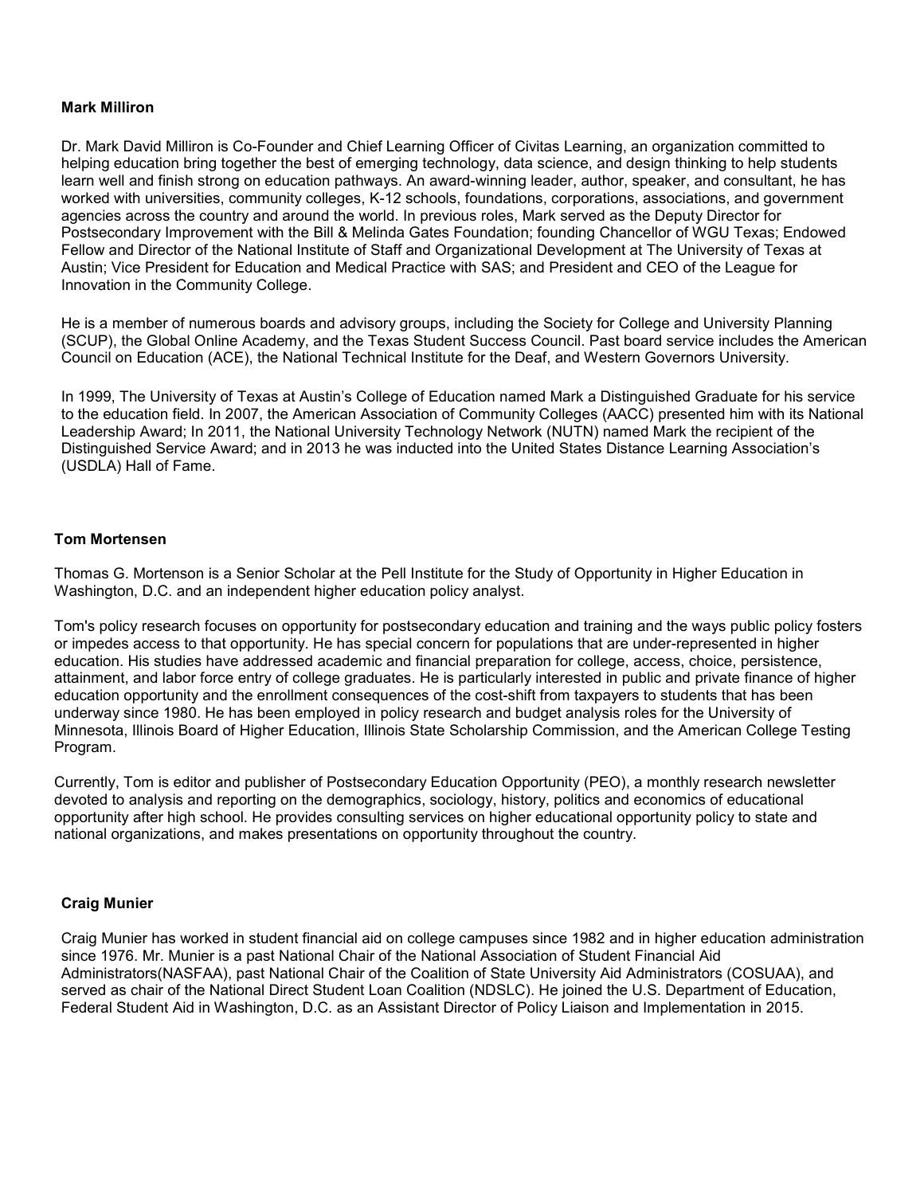**Mark Milliron**

Dr. Mark David Milliron is Co-Founder and Chief Learning Officer of Civitas Learning, an organization committed to helping education bring together the best of emerging technology, data science, and design thinking to help students learn well and finish strong on education pathways. An award-winning leader, author, speaker, and consultant, he has worked with universities, community colleges, K-12 schools, foundations, corporations, associations, and government agencies across the country and around the world. In previous roles, Mark served as the Deputy Director for Postsecondary Improvement with the Bill & Melinda Gates Foundation; founding Chancellor of WGU Texas; Endowed Fellow and Director of the National Institute of Staff and Organizational Development at The University of Texas at Austin; Vice President for Education and Medical Practice with SAS; and President and CEO of the League for Innovation in the Community College.

He is a member of numerous boards and advisory groups, including the Society for College and University Planning (SCUP), the Global Online Academy, and the Texas Student Success Council. Past board service includes the American Council on Education (ACE), the National Technical Institute for the Deaf, and Western Governors University.

In 1999, The University of Texas at Austin's College of Education named Mark a Distinguished Graduate for his service to the education field. In 2007, the American Association of Community Colleges (AACC) presented him with its National Leadership Award; In 2011, the National University Technology Network (NUTN) named Mark the recipient of the Distinguished Service Award; and in 2013 he was inducted into the United States Distance Learning Association's (USDLA) Hall of Fame.

**Tom Mortensen**

Thomas G. Mortenson is a Senior Scholar at the Pell Institute for the Study of Opportunity in Higher Education in Washington, D.C. and an independent higher education policy analyst.

Tom's policy research focuses on opportunity for postsecondary education and training and the ways public policy fosters or impedes access to that opportunity. He has special concern for populations that are under-represented in higher education. His studies have addressed academic and financial preparation for college, access, choice, persistence, attainment, and labor force entry of college graduates. He is particularly interested in public and private finance of higher education opportunity and the enrollment consequences of the cost-shift from taxpayers to students that has been underway since 1980. He has been employed in policy research and budget analysis roles for the University of Minnesota, Illinois Board of Higher Education, Illinois State Scholarship Commission, and the American College Testing Program.

Currently, Tom is editor and publisher of Postsecondary Education Opportunity (PEO), a monthly research newsletter devoted to analysis and reporting on the demographics, sociology, history, politics and economics of educational opportunity after high school. He provides consulting services on higher educational opportunity policy to state and national organizations, and makes presentations on opportunity throughout the country.

**Craig Munier**

Craig Munier has worked in student financial aid on college campuses since 1982 and in higher education administration since 1976. Mr. Munier is a past National Chair of the National Association of Student Financial Aid Administrators(NASFAA), past National Chair of the Coalition of State University Aid Administrators (COSUAA), and served as chair of the National Direct Student Loan Coalition (NDSLC). He joined the U.S. Department of Education, Federal Student Aid in Washington, D.C. as an Assistant Director of Policy Liaison and Implementation in 2015.